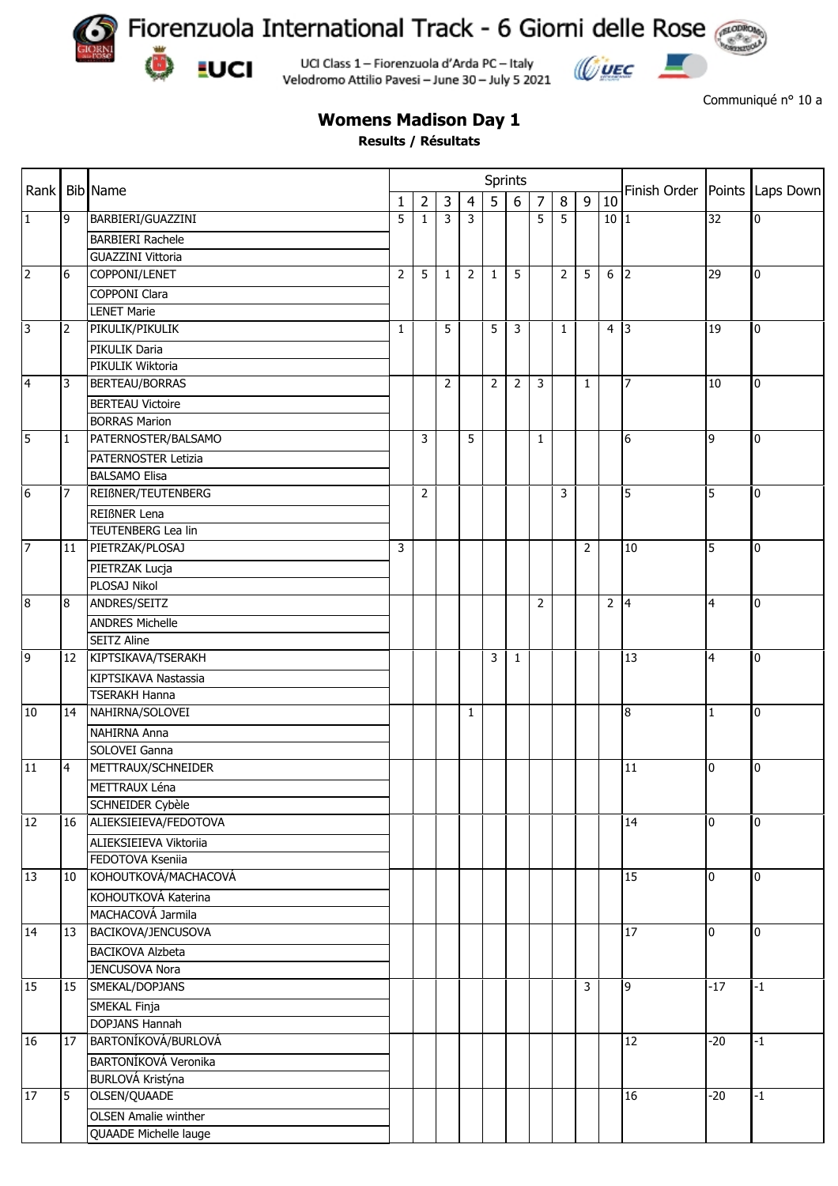Fiorenzuola International Track - 6 Giorni delle Rose

UCI Class 1 – Fiorenzuola d'Arda PC – Italy
Velodromo Attilio Pavesi – June 30 – July 5 2021

Communiqué n° 10 a

## Womens Madison Day 1

**Results / Résultats**

| Rank | Bib | Name | Sprints 1 | 2 | 3 | 4 | 5 | 6 | 7 | 8 | 9 | 10 | Finish Order | Points | Laps Down |
|---|---|---|---|---|---|---|---|---|---|---|---|---|---|---|---|
| 1 | 9 | BARBIERI/GUAZZINI<br>BARBIERI Rachele<br>GUAZZINI Vittoria | 5 | 1 | 3 | 3 | | | 5 | 5 | | 10 | 1 | 32 | 0 |
| 2 | 6 | COPPONI/LENET<br>COPPONI Clara<br>LENET Marie | 2 | 5 | 1 | 2 | 1 | 5 | | 2 | 5 | 6 | 2 | 29 | 0 |
| 3 | 2 | PIKULIK/PIKULIK<br>PIKULIK Daria<br>PIKULIK Wiktoria | 1 | | 5 | | 5 | 3 | | 1 | | 4 | 3 | 19 | 0 |
| 4 | 3 | BERTEAU/BORRAS<br>BERTEAU Victoire<br>BORRAS Marion | | | 2 | | 2 | 2 | 3 | | 1 | | 7 | 10 | 0 |
| 5 | 1 | PATERNOSTER/BALSAMO<br>PATERNOSTER Letizia<br>BALSAMO Elisa | | 3 | | 5 | | | 1 | | | | 6 | 9 | 0 |
| 6 | 7 | REIßNER/TEUTENBERG<br>REIßNER Lena<br>TEUTENBERG Lea lin | | 2 | | | | | | 3 | | | 5 | 5 | 0 |
| 7 | 11 | PIETRZAK/PLOSAJ<br>PIETRZAK Lucja<br>PLOSAJ Nikol | 3 | | | | | | | | 2 | | 10 | 5 | 0 |
| 8 | 8 | ANDRES/SEITZ<br>ANDRES Michelle<br>SEITZ Aline | | | | | | | 2 | | | 2 | 4 | 4 | 0 |
| 9 | 12 | KIPTSIKAVA/TSERAKH<br>KIPTSIKAVA Nastassia<br>TSERAKH Hanna | | | | | 3 | 1 | | | | | 13 | 4 | 0 |
| 10 | 14 | NAHIRNA/SOLOVEI<br>NAHIRNA Anna<br>SOLOVEI Ganna | | | | 1 | | | | | | | 8 | 1 | 0 |
| 11 | 4 | METTRAUX/SCHNEIDER<br>METTRAUX Léna<br>SCHNEIDER Cybèle | | | | | | | | | | | 11 | 0 | 0 |
| 12 | 16 | ALIEKSIEIEVA/FEDOTOVA<br>ALIEKSIEIEVA Viktoriia<br>FEDOTOVA Kseniia | | | | | | | | | | | 14 | 0 | 0 |
| 13 | 10 | KOHOUTKOVÁ/MACHACOVÁ<br>KOHOUTKOVÁ Katerina<br>MACHACOVÁ Jarmila | | | | | | | | | | | 15 | 0 | 0 |
| 14 | 13 | BACIKOVA/JENCUSOVA<br>BACIKOVA Alzbeta<br>JENCUSOVA Nora | | | | | | | | | | | 17 | 0 | 0 |
| 15 | 15 | SMEKAL/DOPJANS<br>SMEKAL Finja<br>DOPJANS Hannah | | | | | | | | | 3 | | 9 | -17 | -1 |
| 16 | 17 | BARTONÍKOVÁ/BURLOVÁ<br>BARTONÍKOVÁ Veronika<br>BURLOVÁ Kristýna | | | | | | | | | | | 12 | -20 | -1 |
| 17 | 5 | OLSEN/QUAADE<br>OLSEN Amalie winther<br>QUAADE Michelle lauge | | | | | | | | | | | 16 | -20 | -1 |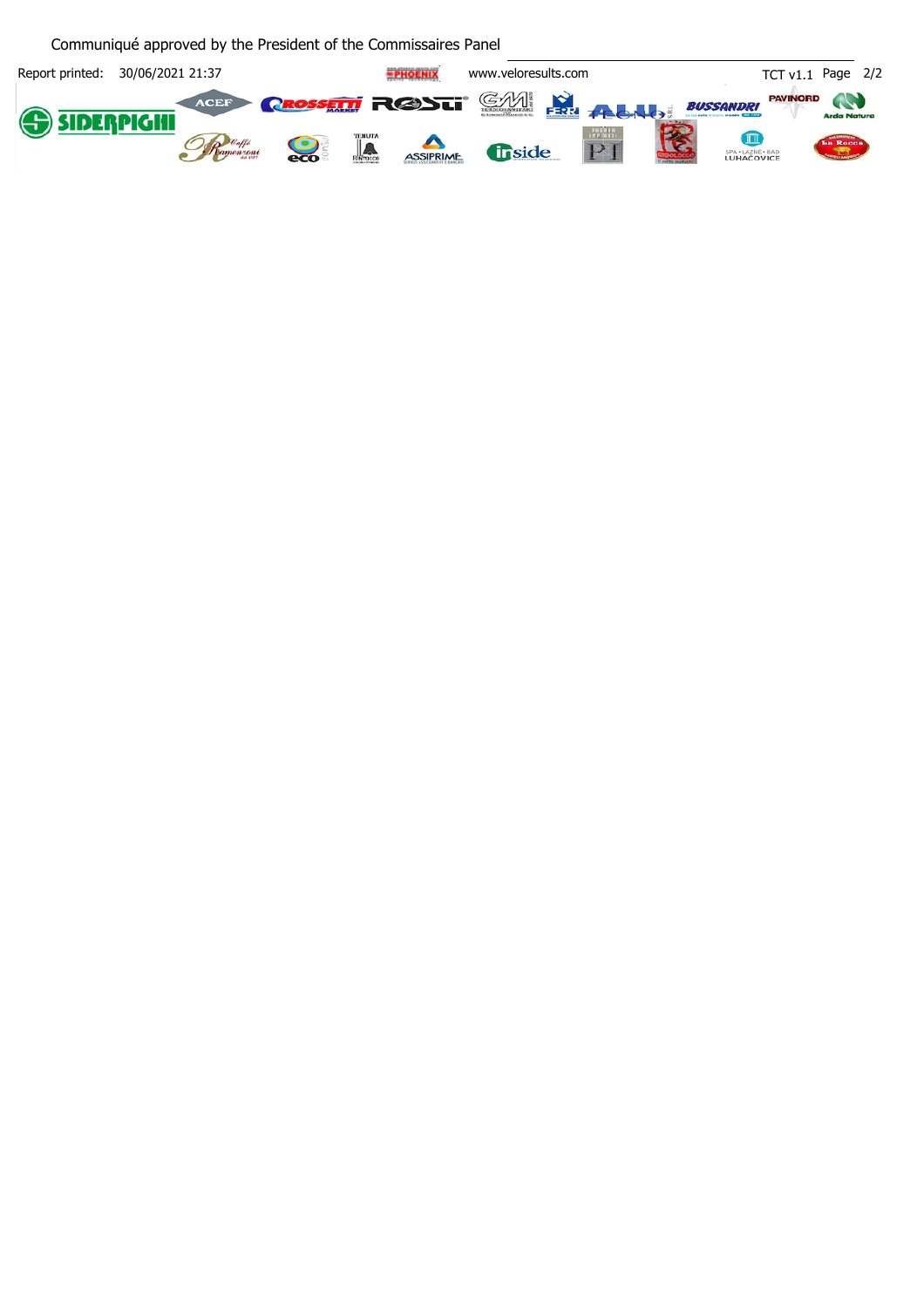Communiqué approved by the President of the Commissaires Panel

Report printed: 30/06/2021 21:37